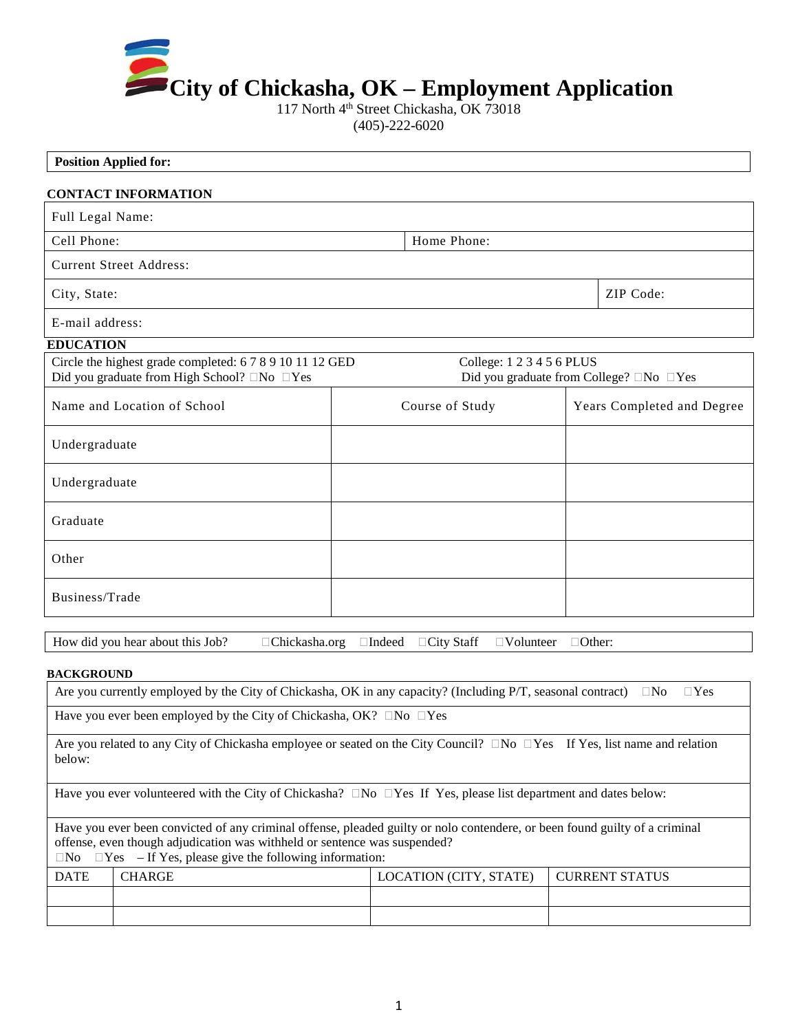# City of Chickasha, OK – Employment Application

117 North 4th Street Chickasha, OK 73018
(405)-222-6020

| **Position Applied for:** |
|---|

## CONTACT INFORMATION

| Full Legal Name: | |
|---|---|
| Cell Phone: | Home Phone: |
| Current Street Address: | |
| City, State: | ZIP Code: |
| E-mail address: | |

## EDUCATION

Circle the highest grade completed: 6 7 8 9 10 11 12 GED
Did you graduate from High School? ☐No ☐Yes

College: 1 2 3 4 5 6 PLUS
Did you graduate from College? ☐No ☐Yes

| Name and Location of School | Course of Study | Years Completed and Degree |
|---|---|---|
| Undergraduate | | |
| Undergraduate | | |
| Graduate | | |
| Other | | |
| Business/Trade | | |

How did you hear about this Job? ☐Chickasha.org ☐Indeed ☐City Staff ☐Volunteer ☐Other:

## BACKGROUND

Are you currently employed by the City of Chickasha, OK in any capacity? (Including P/T, seasonal contract) ☐No ☐Yes

Have you ever been employed by the City of Chickasha, OK? ☐No ☐Yes

Are you related to any City of Chickasha employee or seated on the City Council? ☐No ☐Yes If Yes, list name and relation below:

Have you ever volunteered with the City of Chickasha? ☐No ☐Yes If Yes, please list department and dates below:

Have you ever been convicted of any criminal offense, pleaded guilty or nolo contendere, or been found guilty of a criminal offense, even though adjudication was withheld or sentence was suspended?
☐No ☐Yes – If Yes, please give the following information:

| DATE | CHARGE | LOCATION (CITY, STATE) | CURRENT STATUS |
|---|---|---|---|
| | | | |
| | | | |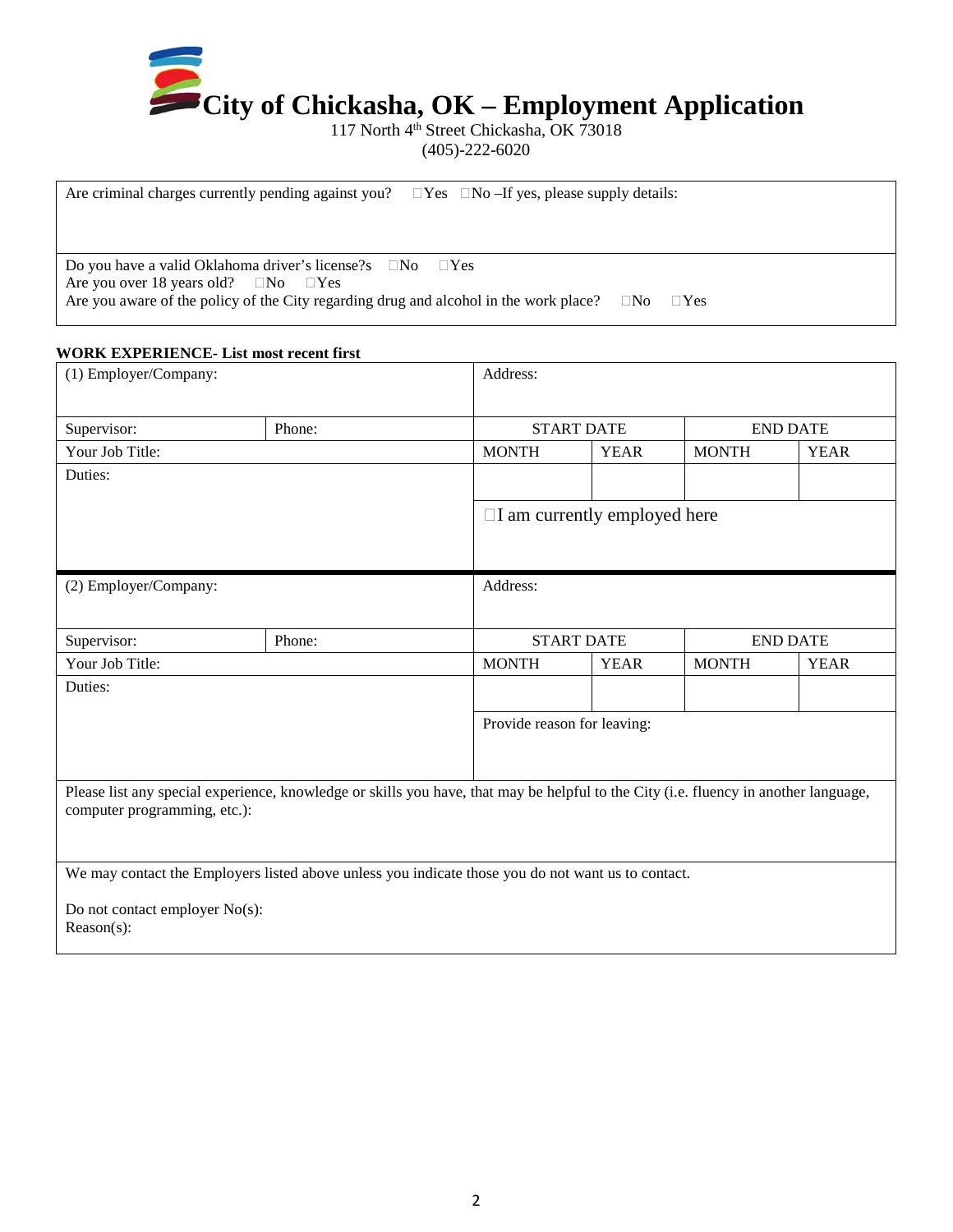# City of Chickasha, OK – Employment Application

117 North 4th Street Chickasha, OK 73018
(405)-222-6020

Are criminal charges currently pending against you? ☐Yes ☐No –If yes, please supply details:

Do you have a valid Oklahoma driver's license?s ☐No ☐Yes
Are you over 18 years old? ☐No ☐Yes
Are you aware of the policy of the City regarding drug and alcohol in the work place? ☐No ☐Yes

**WORK EXPERIENCE- List most recent first**

| (1) Employer/Company: | | Address: | | | |
|---|---|---|---|---|---|
| Supervisor: | Phone: | START DATE | | END DATE | |
| Your Job Title: | | MONTH | YEAR | MONTH | YEAR |
| Duties: | | | | | |
| | | ☐I am currently employed here | | | |

| (2) Employer/Company: | | Address: | | | |
|---|---|---|---|---|---|
| Supervisor: | Phone: | START DATE | | END DATE | |
| Your Job Title: | | MONTH | YEAR | MONTH | YEAR |
| Duties: | | | | | |
| | | Provide reason for leaving: | | | |

Please list any special experience, knowledge or skills you have, that may be helpful to the City (i.e. fluency in another language, computer programming, etc.):

We may contact the Employers listed above unless you indicate those you do not want us to contact.

Do not contact employer No(s):
Reason(s):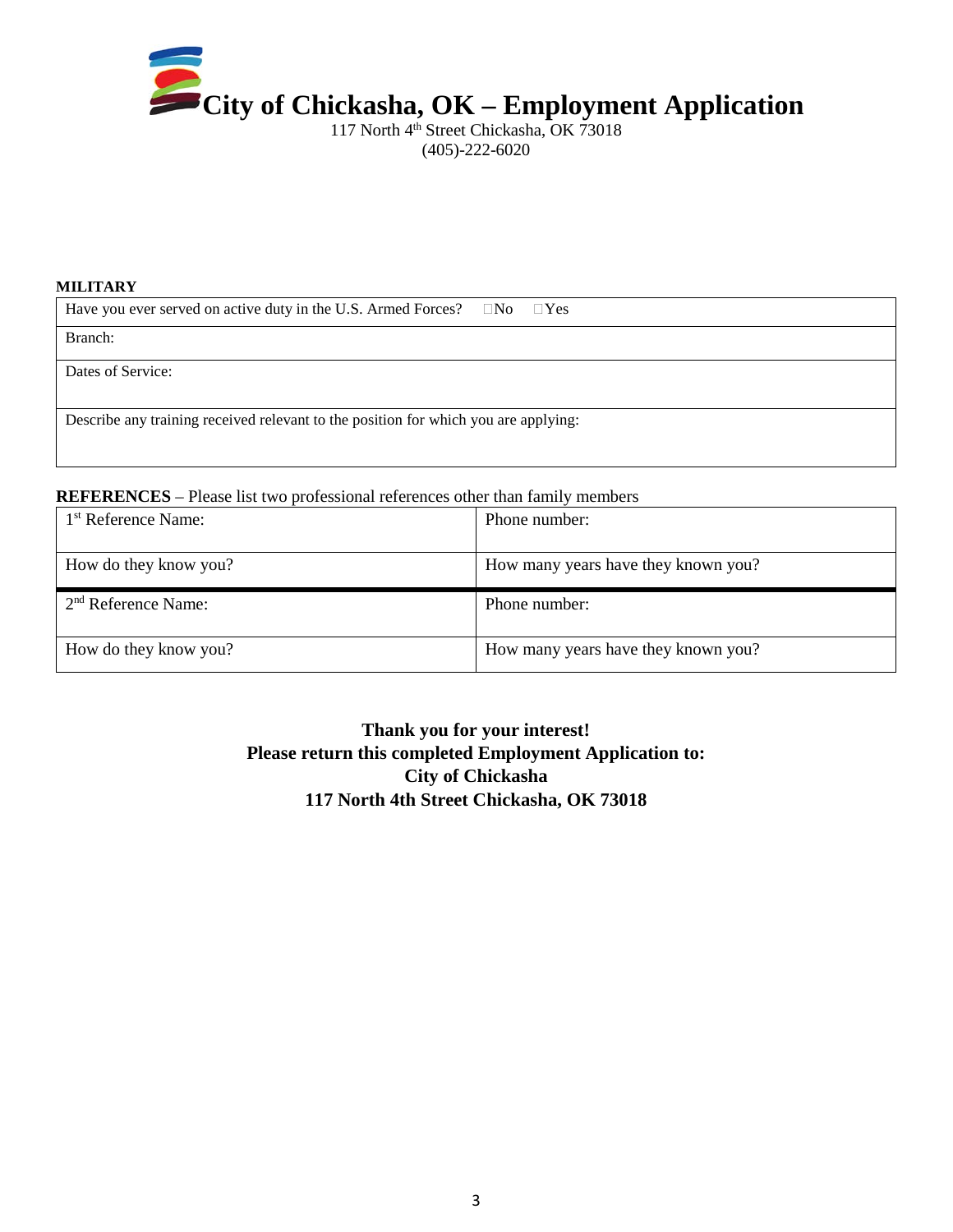# City of Chickasha, OK – Employment Application

117 North 4th Street Chickasha, OK 73018
(405)-222-6020

**MILITARY**

| Have you ever served on active duty in the U.S. Armed Forces? ☐No ☐Yes |
|---|
| Branch: |
| Dates of Service: |
| Describe any training received relevant to the position for which you are applying: |

**REFERENCES** – Please list two professional references other than family members

| 1st Reference Name: | Phone number: |
|---|---|
| How do they know you? | How many years have they known you? |
| 2nd Reference Name: | Phone number: |
| How do they know you? | How many years have they known you? |

**Thank you for your interest!**
**Please return this completed Employment Application to:**
**City of Chickasha**
**117 North 4th Street Chickasha, OK 73018**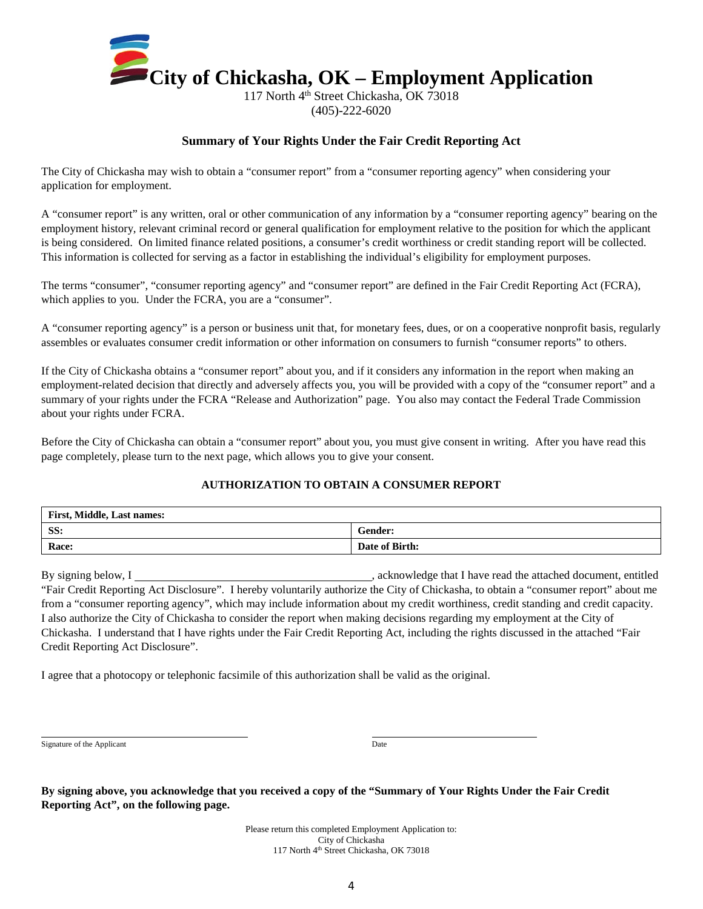# City of Chickasha, OK – Employment Application

117 North 4th Street Chickasha, OK 73018
(405)-222-6020

## Summary of Your Rights Under the Fair Credit Reporting Act

The City of Chickasha may wish to obtain a "consumer report" from a "consumer reporting agency" when considering your application for employment.

A "consumer report" is any written, oral or other communication of any information by a "consumer reporting agency" bearing on the employment history, relevant criminal record or general qualification for employment relative to the position for which the applicant is being considered. On limited finance related positions, a consumer's credit worthiness or credit standing report will be collected. This information is collected for serving as a factor in establishing the individual's eligibility for employment purposes.

The terms "consumer", "consumer reporting agency" and "consumer report" are defined in the Fair Credit Reporting Act (FCRA), which applies to you. Under the FCRA, you are a "consumer".

A "consumer reporting agency" is a person or business unit that, for monetary fees, dues, or on a cooperative nonprofit basis, regularly assembles or evaluates consumer credit information or other information on consumers to furnish "consumer reports" to others.

If the City of Chickasha obtains a "consumer report" about you, and if it considers any information in the report when making an employment-related decision that directly and adversely affects you, you will be provided with a copy of the "consumer report" and a summary of your rights under the FCRA "Release and Authorization" page. You also may contact the Federal Trade Commission about your rights under FCRA.

Before the City of Chickasha can obtain a "consumer report" about you, you must give consent in writing. After you have read this page completely, please turn to the next page, which allows you to give your consent.

### AUTHORIZATION TO OBTAIN A CONSUMER REPORT

| | |
|---|---|
| **First, Middle, Last names:** | |
| **SS:** | **Gender:** |
| **Race:** | **Date of Birth:** |

By signing below, I ________________________________________, acknowledge that I have read the attached document, entitled "Fair Credit Reporting Act Disclosure". I hereby voluntarily authorize the City of Chickasha, to obtain a "consumer report" about me from a "consumer reporting agency", which may include information about my credit worthiness, credit standing and credit capacity. I also authorize the City of Chickasha to consider the report when making decisions regarding my employment at the City of Chickasha. I understand that I have rights under the Fair Credit Reporting Act, including the rights discussed in the attached "Fair Credit Reporting Act Disclosure".

I agree that a photocopy or telephonic facsimile of this authorization shall be valid as the original.

_________________________________ _________________________________
Signature of the Applicant Date

**By signing above, you acknowledge that you received a copy of the "Summary of Your Rights Under the Fair Credit Reporting Act", on the following page.**

Please return this completed Employment Application to:
City of Chickasha
117 North 4th Street Chickasha, OK 73018